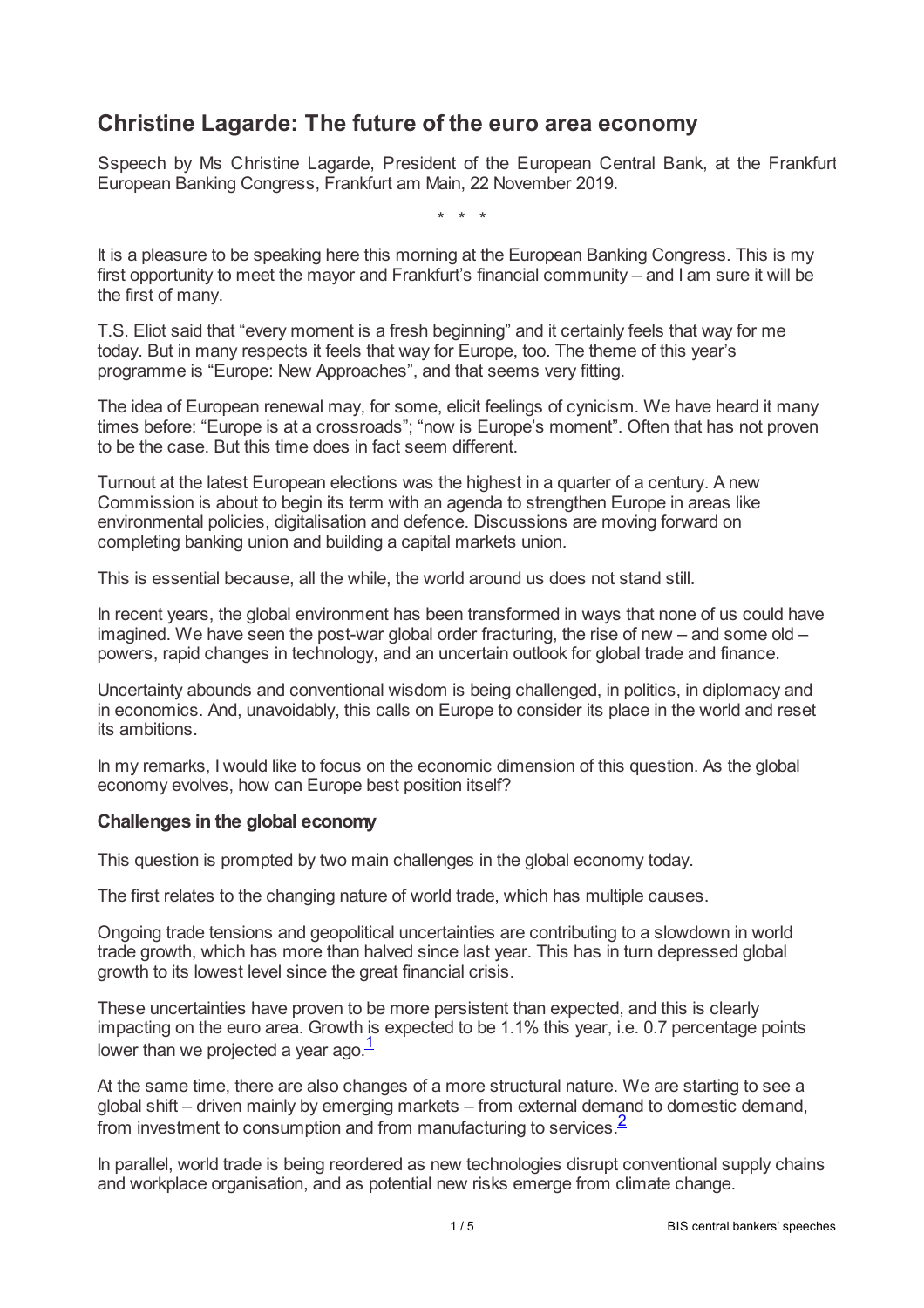# Christine Lagarde: The future of the euro area economy

Sspeech by Ms Christine Lagarde, President of the European Central Bank, at the Frankfurt European Banking Congress, Frankfurt am Main, 22 November 2019.

\* \* \*

It is a pleasure to be speaking here this morning at the European Banking Congress. This is my first opportunity to meet the mayor and Frankfurt's financial community – and I am sure it will be the first of many.

T.S. Eliot said that "every moment is a fresh beginning" and it certainly feels that way for me today. But in many respects it feels that way for Europe, too. The theme of this year's programme is "Europe: New Approaches", and that seems very fitting.

The idea of European renewal may, for some, elicit feelings of cynicism. We have heard it many times before: "Europe is at a crossroads"; "now is Europe's moment". Often that has not proven to be the case. But this time does in fact seem different.

Turnout at the latest European elections was the highest in a quarter of a century. A new Commission is about to begin its term with an agenda to strengthen Europe in areas like environmental policies, digitalisation and defence. Discussions are moving forward on completing banking union and building a capital markets union.

This is essential because, all the while, the world around us does not stand still.

In recent years, the global environment has been transformed in ways that none of us could have imagined. We have seen the post-war global order fracturing, the rise of new – and some old – powers, rapid changes in technology, and an uncertain outlook for global trade and finance.

Uncertainty abounds and conventional wisdom is being challenged, in politics, in diplomacy and in economics. And, unavoidably, this calls on Europe to consider its place in the world and reset its ambitions.

In my remarks, I would like to focus on the economic dimension of this question. As the global economy evolves, how can Europe best position itself?

### Challenges in the global economy

This question is prompted by two main challenges in the global economy today.

The first relates to the changing nature of world trade, which has multiple causes.

Ongoing trade tensions and geopolitical uncertainties are contributing to a slowdown in world trade growth, which has more than halved since last year. This has in turn depressed global growth to its lowest level since the great financial crisis.

These uncertainties have proven to be more persistent than expected, and this is clearly impacting on the euro area. Growth is expected to be 1.1% this year, i.e. 0.7 percentage points lower than we projected a year ago.[1]

At the same time, there are also changes of a more structural nature. We are starting to see a global shift – driven mainly by emerging markets – from external demand to domestic demand, from investment to consumption and from manufacturing to services.[2]

In parallel, world trade is being reordered as new technologies disrupt conventional supply chains and workplace organisation, and as potential new risks emerge from climate change.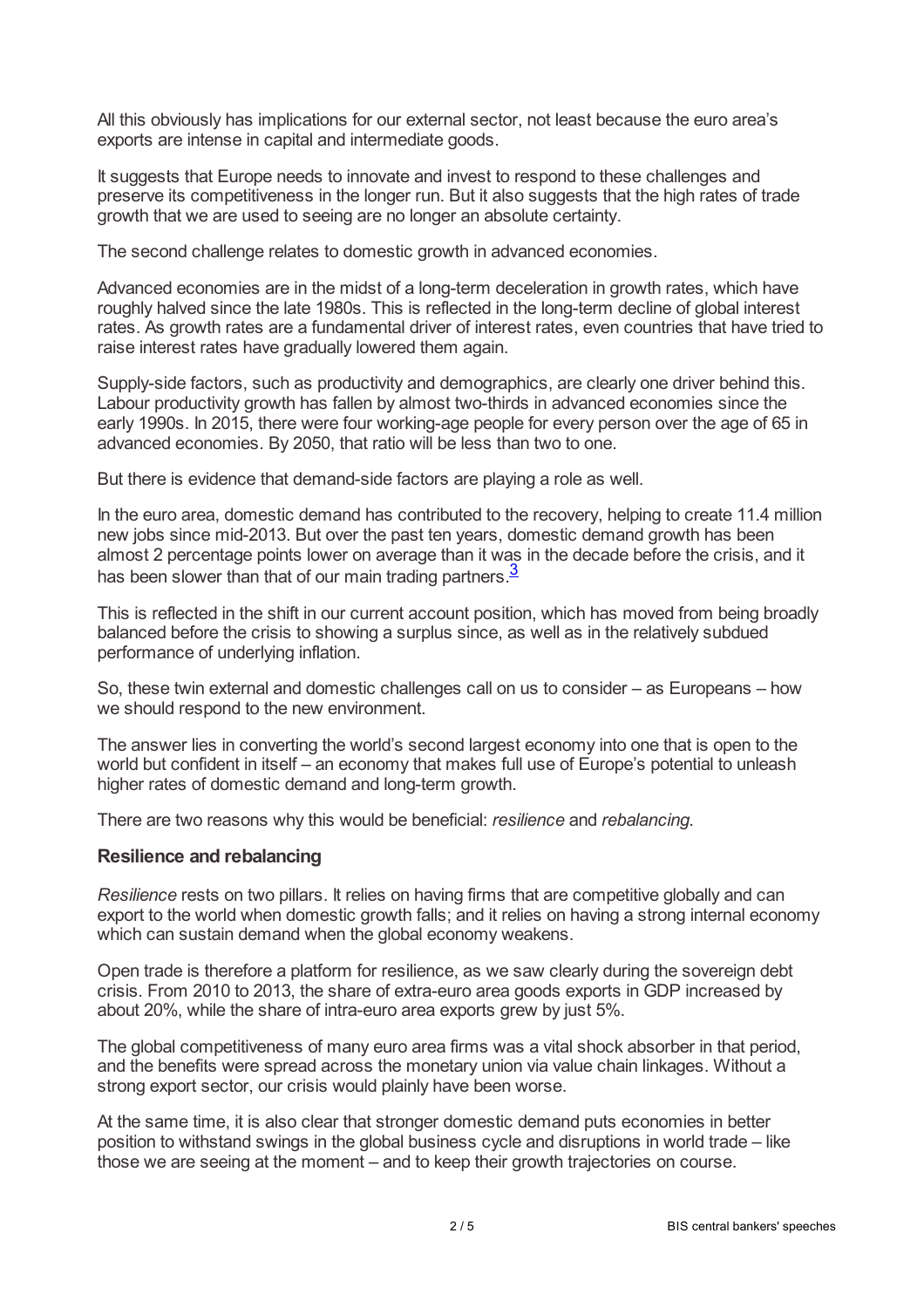All this obviously has implications for our external sector, not least because the euro area's exports are intense in capital and intermediate goods.

It suggests that Europe needs to innovate and invest to respond to these challenges and preserve its competitiveness in the longer run. But it also suggests that the high rates of trade growth that we are used to seeing are no longer an absolute certainty.

The second challenge relates to domestic growth in advanced economies.

Advanced economies are in the midst of a long-term deceleration in growth rates, which have roughly halved since the late 1980s. This is reflected in the long-term decline of global interest rates. As growth rates are a fundamental driver of interest rates, even countries that have tried to raise interest rates have gradually lowered them again.

Supply-side factors, such as productivity and demographics, are clearly one driver behind this. Labour productivity growth has fallen by almost two-thirds in advanced economies since the early 1990s. In 2015, there were four working-age people for every person over the age of 65 in advanced economies. By 2050, that ratio will be less than two to one.

But there is evidence that demand-side factors are playing a role as well.

In the euro area, domestic demand has contributed to the recovery, helping to create 11.4 million new jobs since mid-2013. But over the past ten years, domestic demand growth has been almost 2 percentage points lower on average than it was in the decade before the crisis, and it has been slower than that of our main trading partners.[3]

This is reflected in the shift in our current account position, which has moved from being broadly balanced before the crisis to showing a surplus since, as well as in the relatively subdued performance of underlying inflation.

So, these twin external and domestic challenges call on us to consider – as Europeans – how we should respond to the new environment.

The answer lies in converting the world's second largest economy into one that is open to the world but confident in itself – an economy that makes full use of Europe's potential to unleash higher rates of domestic demand and long-term growth.

There are two reasons why this would be beneficial: *resilience* and *rebalancing*.

## Resilience and rebalancing

*Resilience* rests on two pillars. It relies on having firms that are competitive globally and can export to the world when domestic growth falls; and it relies on having a strong internal economy which can sustain demand when the global economy weakens.

Open trade is therefore a platform for resilience, as we saw clearly during the sovereign debt crisis. From 2010 to 2013, the share of extra-euro area goods exports in GDP increased by about 20%, while the share of intra-euro area exports grew by just 5%.

The global competitiveness of many euro area firms was a vital shock absorber in that period, and the benefits were spread across the monetary union via value chain linkages. Without a strong export sector, our crisis would plainly have been worse.

At the same time, it is also clear that stronger domestic demand puts economies in better position to withstand swings in the global business cycle and disruptions in world trade – like those we are seeing at the moment – and to keep their growth trajectories on course.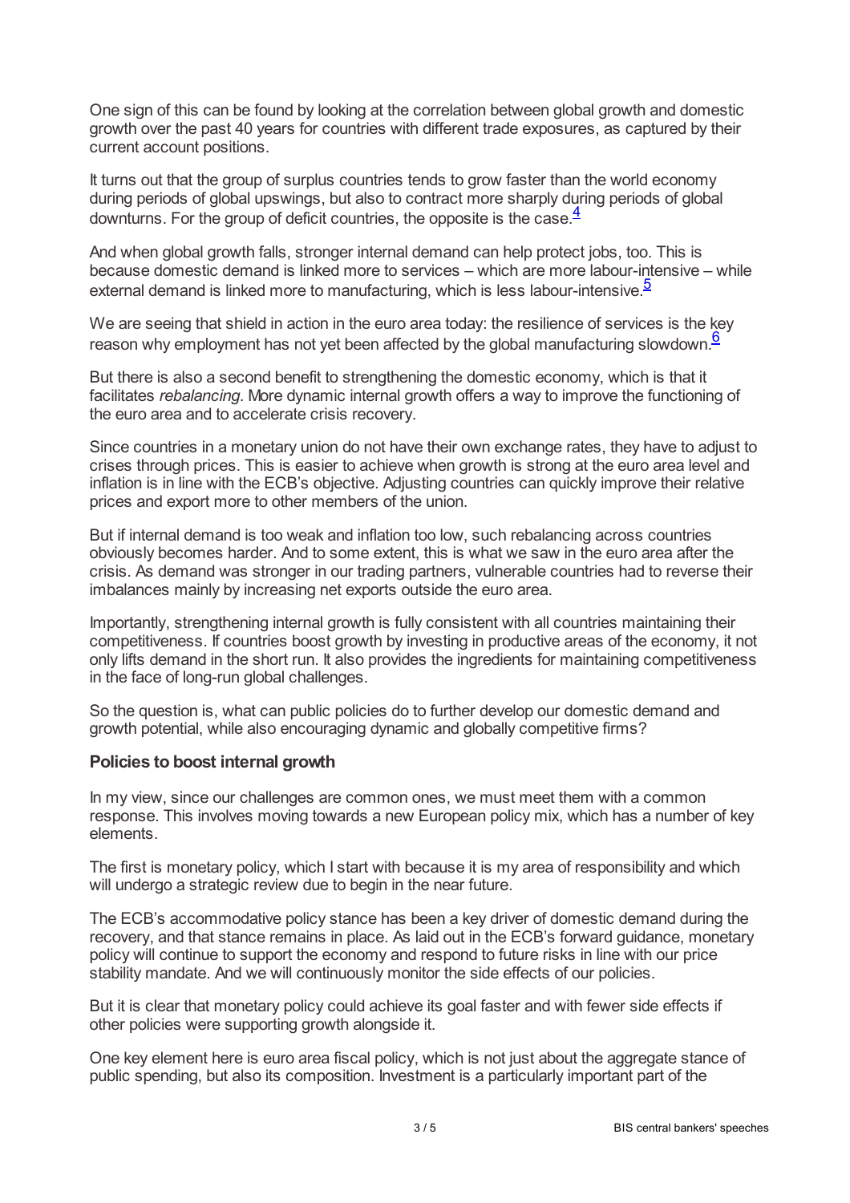One sign of this can be found by looking at the correlation between global growth and domestic growth over the past 40 years for countries with different trade exposures, as captured by their current account positions.

It turns out that the group of surplus countries tends to grow faster than the world economy during periods of global upswings, but also to contract more sharply during periods of global downturns. For the group of deficit countries, the opposite is the case.[4]

And when global growth falls, stronger internal demand can help protect jobs, too. This is because domestic demand is linked more to services – which are more labour-intensive – while external demand is linked more to manufacturing, which is less labour-intensive.[5]

We are seeing that shield in action in the euro area today: the resilience of services is the key reason why employment has not yet been affected by the global manufacturing slowdown.[6]

But there is also a second benefit to strengthening the domestic economy, which is that it facilitates *rebalancing*. More dynamic internal growth offers a way to improve the functioning of the euro area and to accelerate crisis recovery.

Since countries in a monetary union do not have their own exchange rates, they have to adjust to crises through prices. This is easier to achieve when growth is strong at the euro area level and inflation is in line with the ECB's objective. Adjusting countries can quickly improve their relative prices and export more to other members of the union.

But if internal demand is too weak and inflation too low, such rebalancing across countries obviously becomes harder. And to some extent, this is what we saw in the euro area after the crisis. As demand was stronger in our trading partners, vulnerable countries had to reverse their imbalances mainly by increasing net exports outside the euro area.

Importantly, strengthening internal growth is fully consistent with all countries maintaining their competitiveness. If countries boost growth by investing in productive areas of the economy, it not only lifts demand in the short run. It also provides the ingredients for maintaining competitiveness in the face of long-run global challenges.

So the question is, what can public policies do to further develop our domestic demand and growth potential, while also encouraging dynamic and globally competitive firms?

## Policies to boost internal growth

In my view, since our challenges are common ones, we must meet them with a common response. This involves moving towards a new European policy mix, which has a number of key elements.

The first is monetary policy, which I start with because it is my area of responsibility and which will undergo a strategic review due to begin in the near future.

The ECB's accommodative policy stance has been a key driver of domestic demand during the recovery, and that stance remains in place. As laid out in the ECB's forward guidance, monetary policy will continue to support the economy and respond to future risks in line with our price stability mandate. And we will continuously monitor the side effects of our policies.

But it is clear that monetary policy could achieve its goal faster and with fewer side effects if other policies were supporting growth alongside it.

One key element here is euro area fiscal policy, which is not just about the aggregate stance of public spending, but also its composition. Investment is a particularly important part of the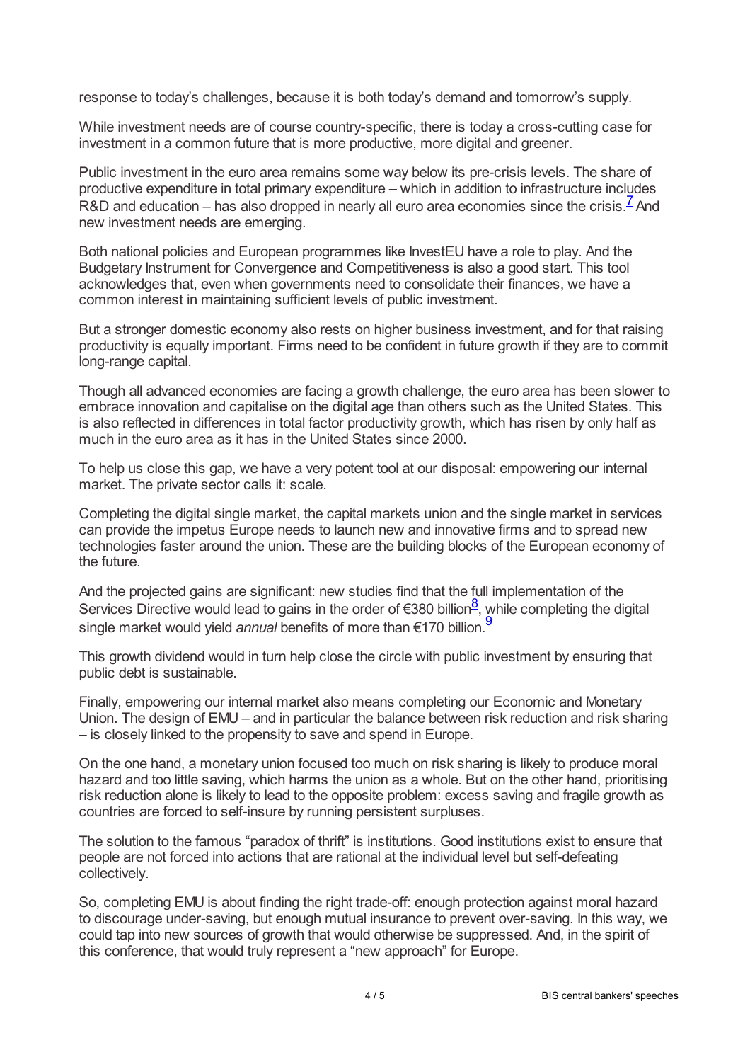response to today's challenges, because it is both today's demand and tomorrow's supply.

While investment needs are of course country-specific, there is today a cross-cutting case for investment in a common future that is more productive, more digital and greener.

Public investment in the euro area remains some way below its pre-crisis levels. The share of productive expenditure in total primary expenditure – which in addition to infrastructure includes R&D and education – has also dropped in nearly all euro area economies since the crisis.[7] And new investment needs are emerging.

Both national policies and European programmes like InvestEU have a role to play. And the Budgetary Instrument for Convergence and Competitiveness is also a good start. This tool acknowledges that, even when governments need to consolidate their finances, we have a common interest in maintaining sufficient levels of public investment.

But a stronger domestic economy also rests on higher business investment, and for that raising productivity is equally important. Firms need to be confident in future growth if they are to commit long-range capital.

Though all advanced economies are facing a growth challenge, the euro area has been slower to embrace innovation and capitalise on the digital age than others such as the United States. This is also reflected in differences in total factor productivity growth, which has risen by only half as much in the euro area as it has in the United States since 2000.

To help us close this gap, we have a very potent tool at our disposal: empowering our internal market. The private sector calls it: scale.

Completing the digital single market, the capital markets union and the single market in services can provide the impetus Europe needs to launch new and innovative firms and to spread new technologies faster around the union. These are the building blocks of the European economy of the future.

And the projected gains are significant: new studies find that the full implementation of the Services Directive would lead to gains in the order of €380 billion[8], while completing the digital single market would yield *annual* benefits of more than €170 billion.[9]

This growth dividend would in turn help close the circle with public investment by ensuring that public debt is sustainable.

Finally, empowering our internal market also means completing our Economic and Monetary Union. The design of EMU – and in particular the balance between risk reduction and risk sharing – is closely linked to the propensity to save and spend in Europe.

On the one hand, a monetary union focused too much on risk sharing is likely to produce moral hazard and too little saving, which harms the union as a whole. But on the other hand, prioritising risk reduction alone is likely to lead to the opposite problem: excess saving and fragile growth as countries are forced to self-insure by running persistent surpluses.

The solution to the famous "paradox of thrift" is institutions. Good institutions exist to ensure that people are not forced into actions that are rational at the individual level but self-defeating collectively.

So, completing EMU is about finding the right trade-off: enough protection against moral hazard to discourage under-saving, but enough mutual insurance to prevent over-saving. In this way, we could tap into new sources of growth that would otherwise be suppressed. And, in the spirit of this conference, that would truly represent a "new approach" for Europe.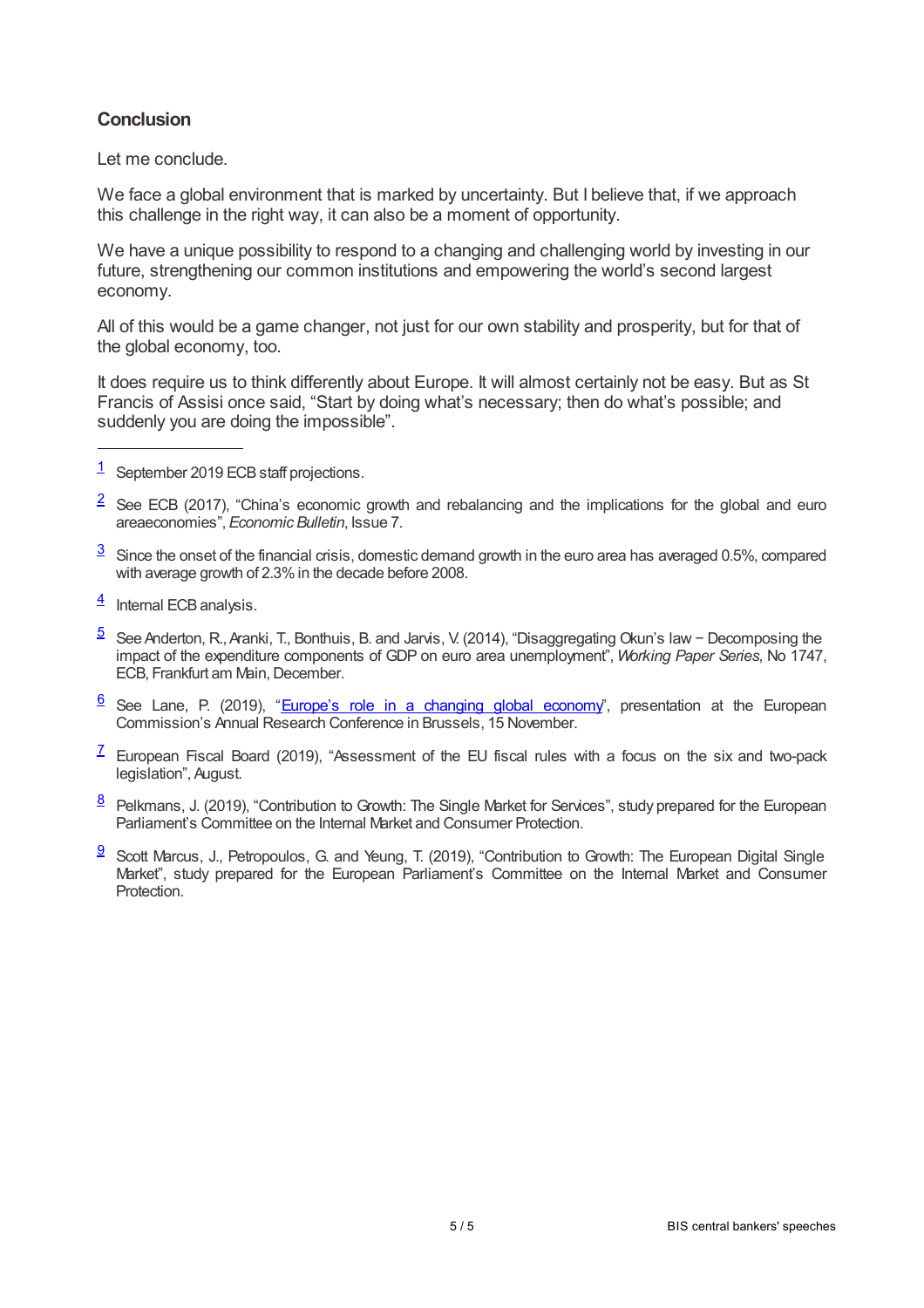## Conclusion

Let me conclude.

We face a global environment that is marked by uncertainty. But I believe that, if we approach this challenge in the right way, it can also be a moment of opportunity.

We have a unique possibility to respond to a changing and challenging world by investing in our future, strengthening our common institutions and empowering the world's second largest economy.

All of this would be a game changer, not just for our own stability and prosperity, but for that of the global economy, too.

It does require us to think differently about Europe. It will almost certainly not be easy. But as St Francis of Assisi once said, "Start by doing what's necessary; then do what's possible; and suddenly you are doing the impossible".

---

[1] September 2019 ECB staff projections.

[2] See ECB (2017), "China's economic growth and rebalancing and the implications for the global and euro areaeconomies", *Economic Bulletin*, Issue 7.

[3] Since the onset of the financial crisis, domestic demand growth in the euro area has averaged 0.5%, compared with average growth of 2.3% in the decade before 2008.

[4] Internal ECB analysis.

[5] See Anderton, R., Aranki, T., Bonthuis, B. and Jarvis, V. (2014), "Disaggregating Okun's law − Decomposing the impact of the expenditure components of GDP on euro area unemployment", *Working Paper Series*, No 1747, ECB, Frankfurt am Main, December.

[6] See Lane, P. (2019), "Europe's role in a changing global economy", presentation at the European Commission's Annual Research Conference in Brussels, 15 November.

[7] European Fiscal Board (2019), "Assessment of the EU fiscal rules with a focus on the six and two-pack legislation", August.

[8] Pelkmans, J. (2019), "Contribution to Growth: The Single Market for Services", study prepared for the European Parliament's Committee on the Internal Market and Consumer Protection.

[9] Scott Marcus, J., Petropoulos, G. and Yeung, T. (2019), "Contribution to Growth: The European Digital Single Market", study prepared for the European Parliament's Committee on the Internal Market and Consumer Protection.